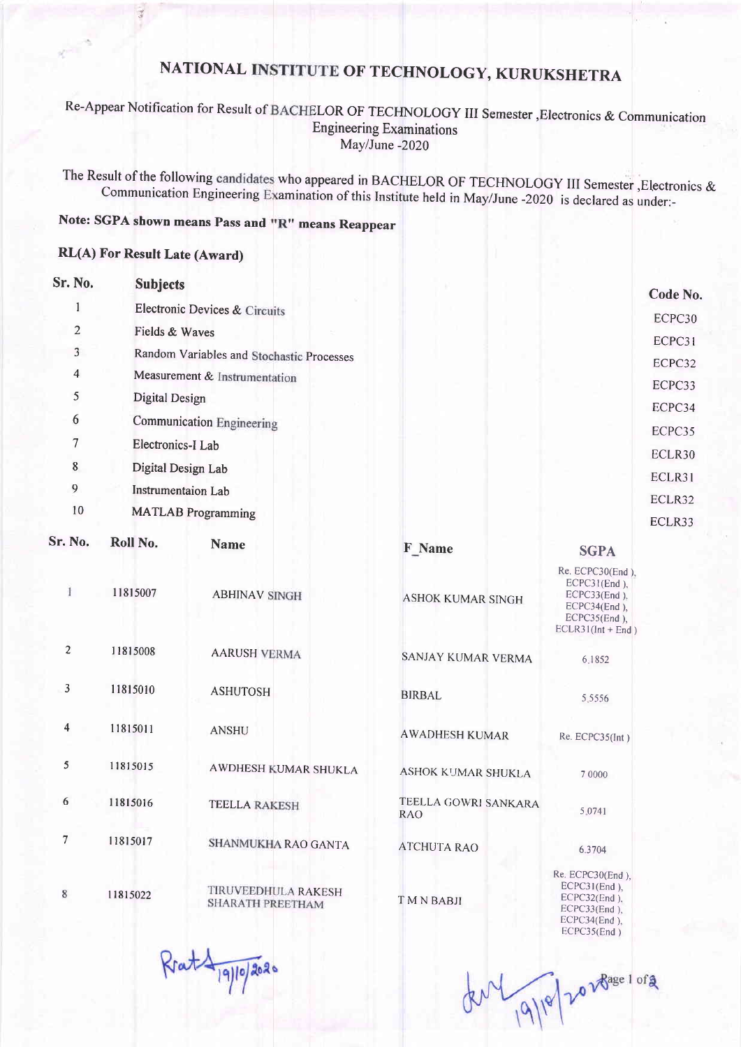# NATIONAL INSTITUTE OF TECHNOLOGY, KURUKSHETRA

## Re-Appear Notification for Result of BACHELOR OF TECHNOLOGY III Semester ,Electronics & Communication Engineering Examinations May/June -2020

The Result of the following candidates who appeared in BACHELOR OF TECHNOLOGY III Semester ,Electronics & Communication Engineering Examination of this Institute held in May/June -2020 is declared as under:-

**Note: SGPA shown means Pass and "R" means Reappear**

**RL(A) For Result Late (Award)**

| Sr. No. | Subjects | Code No. |
|---|---|---|
| 1 | Electronic Devices & Circuits | ECPC30 |
| 2 | Fields & Waves | ECPC31 |
| 3 | Random Variables and Stochastic Processes | ECPC32 |
| 4 | Measurement & Instrumentation | ECPC33 |
| 5 | Digital Design | ECPC34 |
| 6 | Communication Engineering | ECPC35 |
| 7 | Electronics-I Lab | ECLR30 |
| 8 | Digital Design Lab | ECLR31 |
| 9 | Instrumentaion Lab | ECLR32 |
| 10 | MATLAB Programming | ECLR33 |

| Sr. No. | Roll No. | Name | F_Name | SGPA |
|---|---|---|---|---|
| 1 | 11815007 | ABHINAV SINGH | ASHOK KUMAR SINGH | Re. ECPC30(End ), ECPC31(End ), ECPC33(End ), ECPC34(End ), ECPC35(End ), ECLR31(Int + End ) |
| 2 | 11815008 | AARUSH VERMA | SANJAY KUMAR VERMA | 6.1852 |
| 3 | 11815010 | ASHUTOSH | BIRBAL | 5.5556 |
| 4 | 11815011 | ANSHU | AWADHESH KUMAR | Re. ECPC35(Int ) |
| 5 | 11815015 | AWDHESH KUMAR SHUKLA | ASHOK KUMAR SHUKLA | 7.0000 |
| 6 | 11815016 | TEELLA RAKESH | TEELLA GOWRI SANKARA RAO | 5.0741 |
| 7 | 11815017 | SHANMUKHA RAO GANTA | ATCHUTA RAO | 6.3704 |
| 8 | 11815022 | TIRUVEEDHULA RAKESH SHARATH PREETHAM | T M N BABJI | Re. ECPC30(End ), ECPC31(End ), ECPC32(End ), ECPC33(End ), ECPC34(End ), ECPC35(End ) |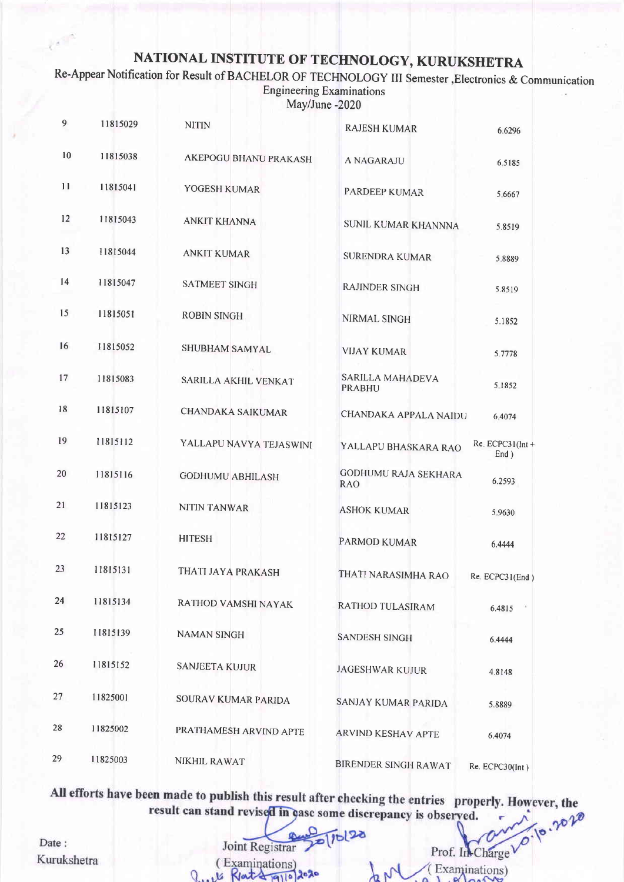# NATIONAL INSTITUTE OF TECHNOLOGY, KURUKSHETRA

Re-Appear Notification for Result of BACHELOR OF TECHNOLOGY III Semester ,Electronics & Communication Engineering Examinations
May/June -2020

| | | | | |
|---|---|---|---|---|
| 9 | 11815029 | NITIN | RAJESH KUMAR | 6.6296 |
| 10 | 11815038 | AKEPOGU BHANU PRAKASH | A NAGARAJU | 6.5185 |
| 11 | 11815041 | YOGESH KUMAR | PARDEEP KUMAR | 5.6667 |
| 12 | 11815043 | ANKIT KHANNA | SUNIL KUMAR KHANNNA | 5.8519 |
| 13 | 11815044 | ANKIT KUMAR | SURENDRA KUMAR | 5.8889 |
| 14 | 11815047 | SATMEET SINGH | RAJINDER SINGH | 5.8519 |
| 15 | 11815051 | ROBIN SINGH | NIRMAL SINGH | 5.1852 |
| 16 | 11815052 | SHUBHAM SAMYAL | VIJAY KUMAR | 5.7778 |
| 17 | 11815083 | SARILLA AKHIL VENKAT | SARILLA MAHADEVA PRABHU | 5.1852 |
| 18 | 11815107 | CHANDAKA SAIKUMAR | CHANDAKA APPALA NAIDU | 6.4074 |
| 19 | 11815112 | YALLAPU NAVYA TEJASWINI | YALLAPU BHASKARA RAO | Re. ECPC31(Int + End ) |
| 20 | 11815116 | GODHUMU ABHILASH | GODHUMU RAJA SEKHARA RAO | 6.2593 |
| 21 | 11815123 | NITIN TANWAR | ASHOK KUMAR | 5.9630 |
| 22 | 11815127 | HITESH | PARMOD KUMAR | 6.4444 |
| 23 | 11815131 | THATI JAYA PRAKASH | THATI NARASIMHA RAO | Re. ECPC31(End ) |
| 24 | 11815134 | RATHOD VAMSHI NAYAK | RATHOD TULASIRAM | 6.4815 |
| 25 | 11815139 | NAMAN SINGH | SANDESH SINGH | 6.4444 |
| 26 | 11815152 | SANJEETA KUJUR | JAGESHWAR KUJUR | 4.8148 |
| 27 | 11825001 | SOURAV KUMAR PARIDA | SANJAY KUMAR PARIDA | 5.8889 |
| 28 | 11825002 | PRATHAMESH ARVIND APTE | ARVIND KESHAV APTE | 6.4074 |
| 29 | 11825003 | NIKHIL RAWAT | BIRENDER SINGH RAWAT | Re. ECPC30(Int ) |

**All efforts have been made to publish this result after checking the entries properly. However, the result can stand revised in case some discrepancy is observed.**

Date :
Kurukshetra

Joint Registrar
( Examinations)

Prof. In-Charge
( Examinations)